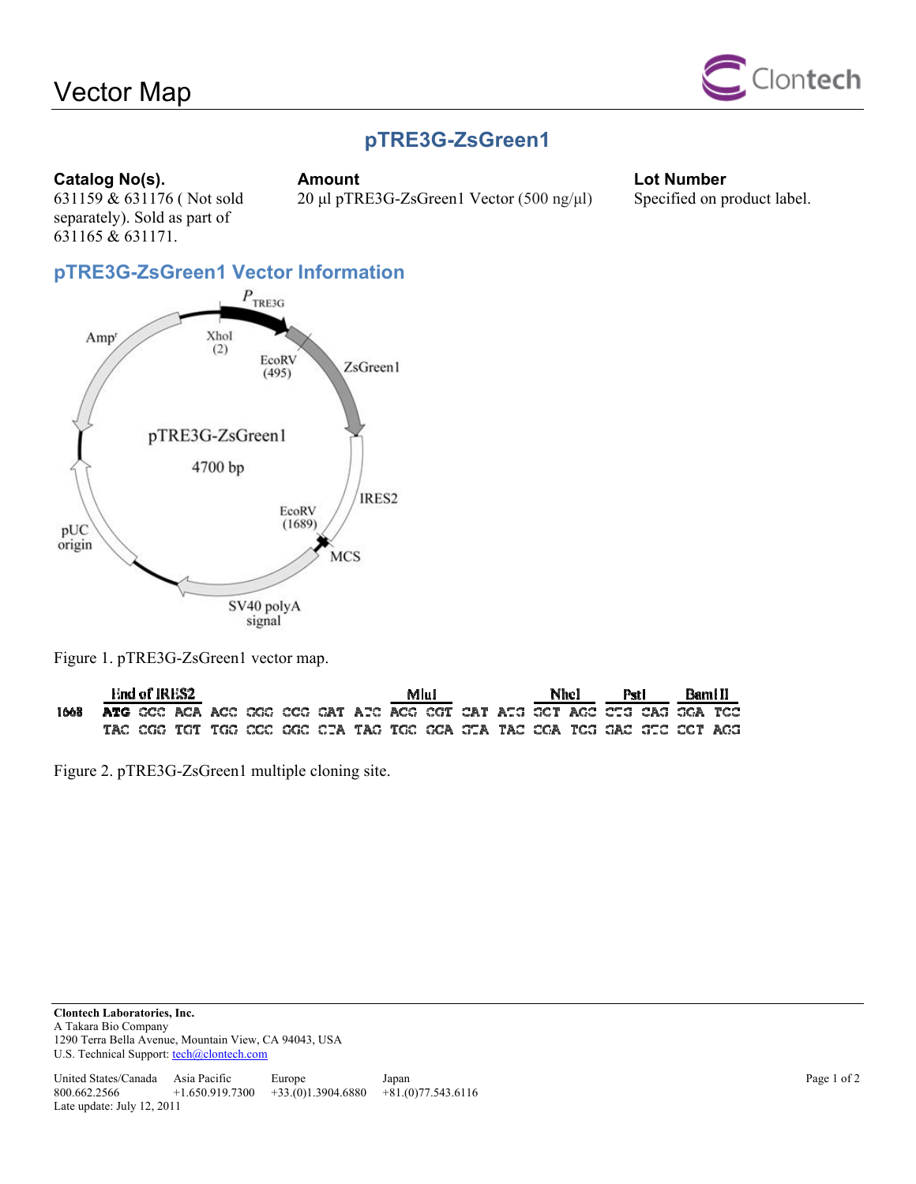# Vector Map

## pTRE3G-ZsGreen1

**Catalog No(s).**
631159 & 631176 ( Not sold separately). Sold as part of 631165 & 631171.

**Amount**
20 µl pTRE3G-ZsGreen1 Vector (500 ng/µl)

**Lot Number**
Specified on product label.

### pTRE3G-ZsGreen1 Vector Information

Figure 1. pTRE3G-ZsGreen1 vector map.

```
     End of IRES2                        MluI            NheI    PstI    BamHI
1668 ATG GCC ACA ACC GGC CCG GAT ATC ACG CGT CAT ACG GCT AGC CTG CAG GGA TCC
     TAC CGG TGT TGG CCC GGC CTA TAG TGC GCA GTA TGC CGA TCG GAC GTC CCT AGG
```

Figure 2. pTRE3G-ZsGreen1 multiple cloning site.

**Clontech Laboratories, Inc.**
A Takara Bio Company
1290 Terra Bella Avenue, Mountain View, CA 94043, USA
U.S. Technical Support: tech@clontech.com

| United States/Canada | Asia Pacific | Europe | Japan |
|---|---|---|---|
| 800.662.2566 | +1.650.919.7300 | +33.(0)1.3904.6880 | +81.(0)77.543.6116 |

Late update: July 12, 2011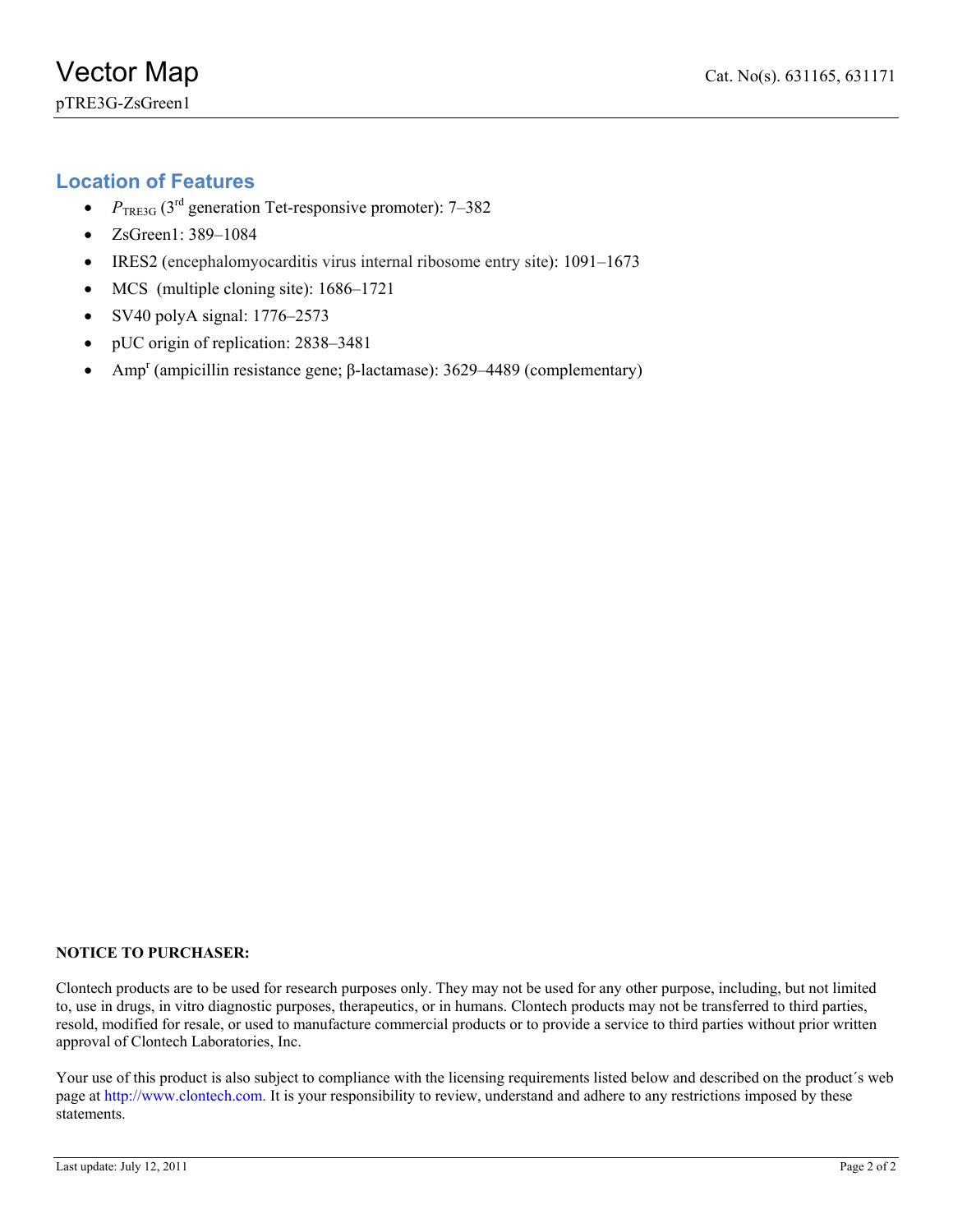## Location of Features

- $P_{TRE3G}$ (3rd generation Tet-responsive promoter): 7–382
- ZsGreen1: 389–1084
- IRES2 (encephalomyocarditis virus internal ribosome entry site): 1091–1673
- MCS (multiple cloning site): 1686–1721
- SV40 polyA signal: 1776–2573
- pUC origin of replication: 2838–3481
- Amp$^r$ (ampicillin resistance gene; β-lactamase): 3629–4489 (complementary)

**NOTICE TO PURCHASER:**

Clontech products are to be used for research purposes only. They may not be used for any other purpose, including, but not limited to, use in drugs, in vitro diagnostic purposes, therapeutics, or in humans. Clontech products may not be transferred to third parties, resold, modified for resale, or used to manufacture commercial products or to provide a service to third parties without prior written approval of Clontech Laboratories, Inc.

Your use of this product is also subject to compliance with the licensing requirements listed below and described on the product´s web page at http://www.clontech.com. It is your responsibility to review, understand and adhere to any restrictions imposed by these statements.

Last update: July 12, 2011